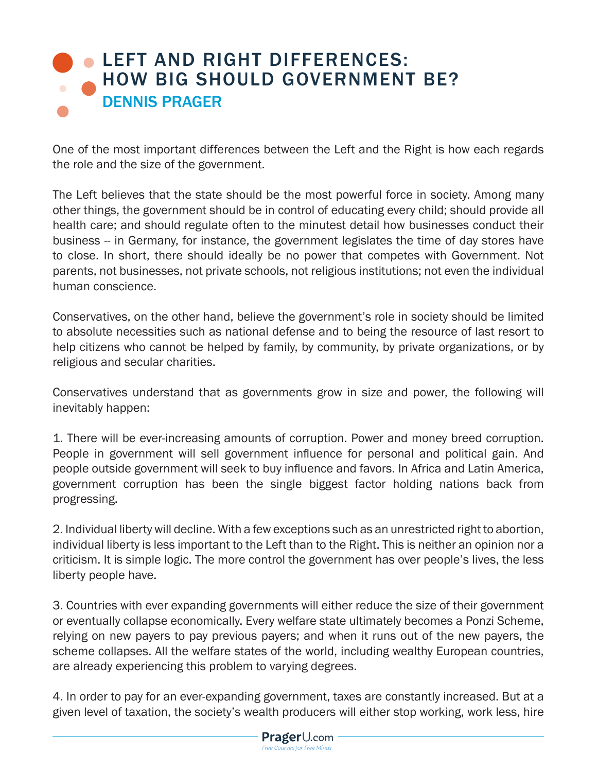# LEFT AND RIGHT DIFFERENCES: HOW BIG SHOULD GOVERNMENT BE?

## DENNIS PRAGER

One of the most important differences between the Left and the Right is how each regards the role and the size of the government.

The Left believes that the state should be the most powerful force in society. Among many other things, the government should be in control of educating every child; should provide all health care; and should regulate often to the minutest detail how businesses conduct their business -- in Germany, for instance, the government legislates the time of day stores have to close. In short, there should ideally be no power that competes with Government. Not parents, not businesses, not private schools, not religious institutions; not even the individual human conscience.

Conservatives, on the other hand, believe the government's role in society should be limited to absolute necessities such as national defense and to being the resource of last resort to help citizens who cannot be helped by family, by community, by private organizations, or by religious and secular charities.

Conservatives understand that as governments grow in size and power, the following will inevitably happen:

1. There will be ever-increasing amounts of corruption. Power and money breed corruption. People in government will sell government influence for personal and political gain. And people outside government will seek to buy influence and favors. In Africa and Latin America, government corruption has been the single biggest factor holding nations back from progressing.

2. Individual liberty will decline. With a few exceptions such as an unrestricted right to abortion, individual liberty is less important to the Left than to the Right. This is neither an opinion nor a criticism. It is simple logic. The more control the government has over people's lives, the less liberty people have.

3. Countries with ever expanding governments will either reduce the size of their government or eventually collapse economically. Every welfare state ultimately becomes a Ponzi Scheme, relying on new payers to pay previous payers; and when it runs out of the new payers, the scheme collapses. All the welfare states of the world, including wealthy European countries, are already experiencing this problem to varying degrees.

4. In order to pay for an ever-expanding government, taxes are constantly increased. But at a given level of taxation, the society's wealth producers will either stop working, work less, hire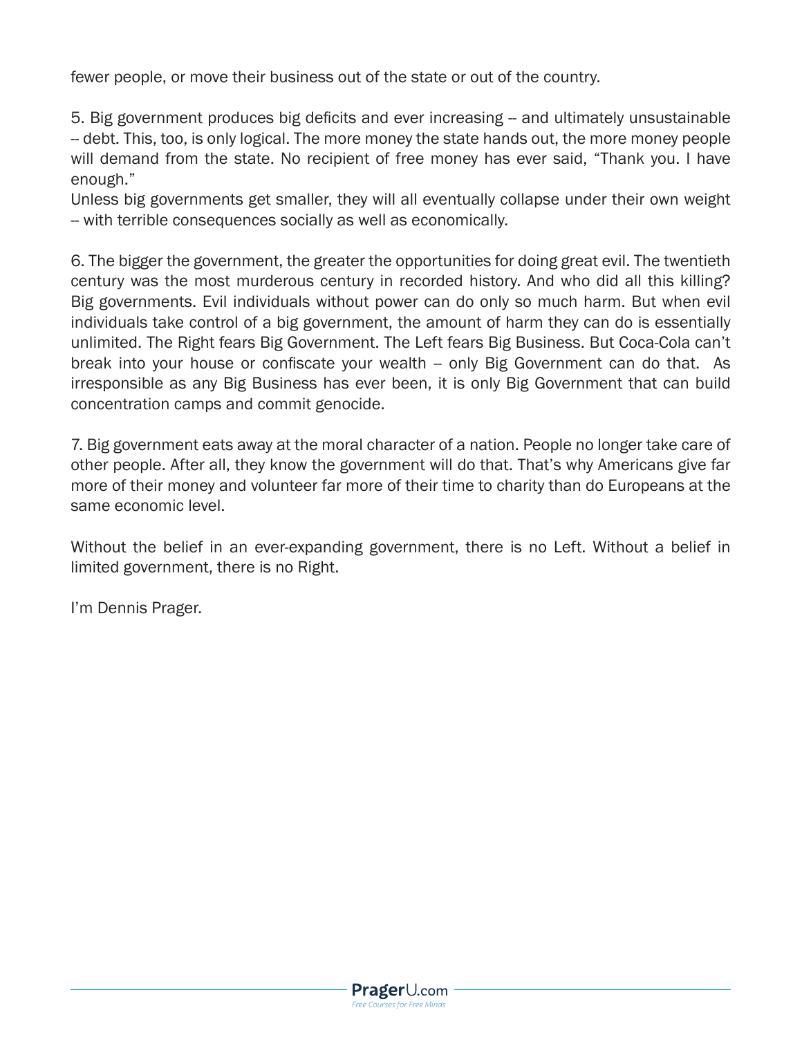fewer people, or move their business out of the state or out of the country.

5. Big government produces big deficits and ever increasing -- and ultimately unsustainable -- debt. This, too, is only logical. The more money the state hands out, the more money people will demand from the state. No recipient of free money has ever said, “Thank you. I have enough.”
Unless big governments get smaller, they will all eventually collapse under their own weight -- with terrible consequences socially as well as economically.

6. The bigger the government, the greater the opportunities for doing great evil. The twentieth century was the most murderous century in recorded history. And who did all this killing? Big governments. Evil individuals without power can do only so much harm. But when evil individuals take control of a big government, the amount of harm they can do is essentially unlimited. The Right fears Big Government. The Left fears Big Business. But Coca-Cola can’t break into your house or confiscate your wealth -- only Big Government can do that. As irresponsible as any Big Business has ever been, it is only Big Government that can build concentration camps and commit genocide.

7. Big government eats away at the moral character of a nation. People no longer take care of other people. After all, they know the government will do that. That’s why Americans give far more of their money and volunteer far more of their time to charity than do Europeans at the same economic level.

Without the belief in an ever-expanding government, there is no Left. Without a belief in limited government, there is no Right.

I’m Dennis Prager.